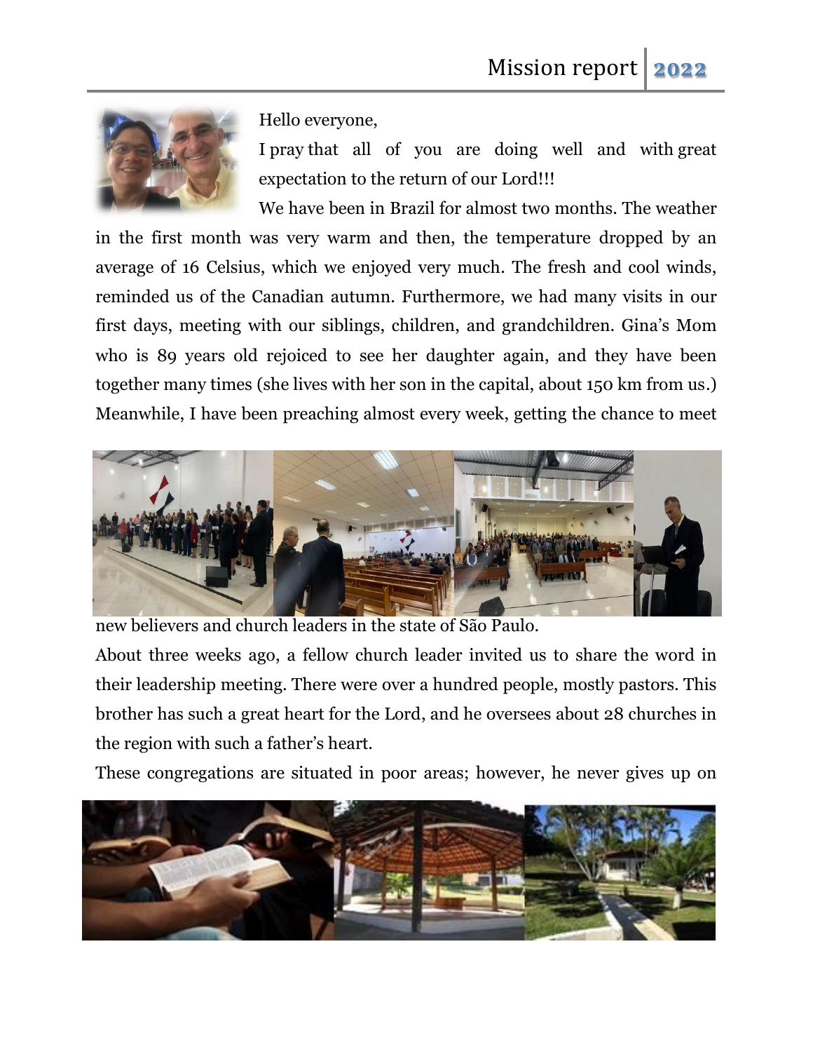Hello everyone,

I pray that all of you are doing well and with great expectation to the return of our Lord!!!

We have been in Brazil for almost two months. The weather in the first month was very warm and then, the temperature dropped by an average of 16 Celsius, which we enjoyed very much. The fresh and cool winds, reminded us of the Canadian autumn. Furthermore, we had many visits in our first days, meeting with our siblings, children, and grandchildren. Gina's Mom who is 89 years old rejoiced to see her daughter again, and they have been together many times (she lives with her son in the capital, about 150 km from us.) Meanwhile, I have been preaching almost every week, getting the chance to meet new believers and church leaders in the state of São Paulo.

About three weeks ago, a fellow church leader invited us to share the word in their leadership meeting. There were over a hundred people, mostly pastors. This brother has such a great heart for the Lord, and he oversees about 28 churches in the region with such a father's heart.

These congregations are situated in poor areas; however, he never gives up on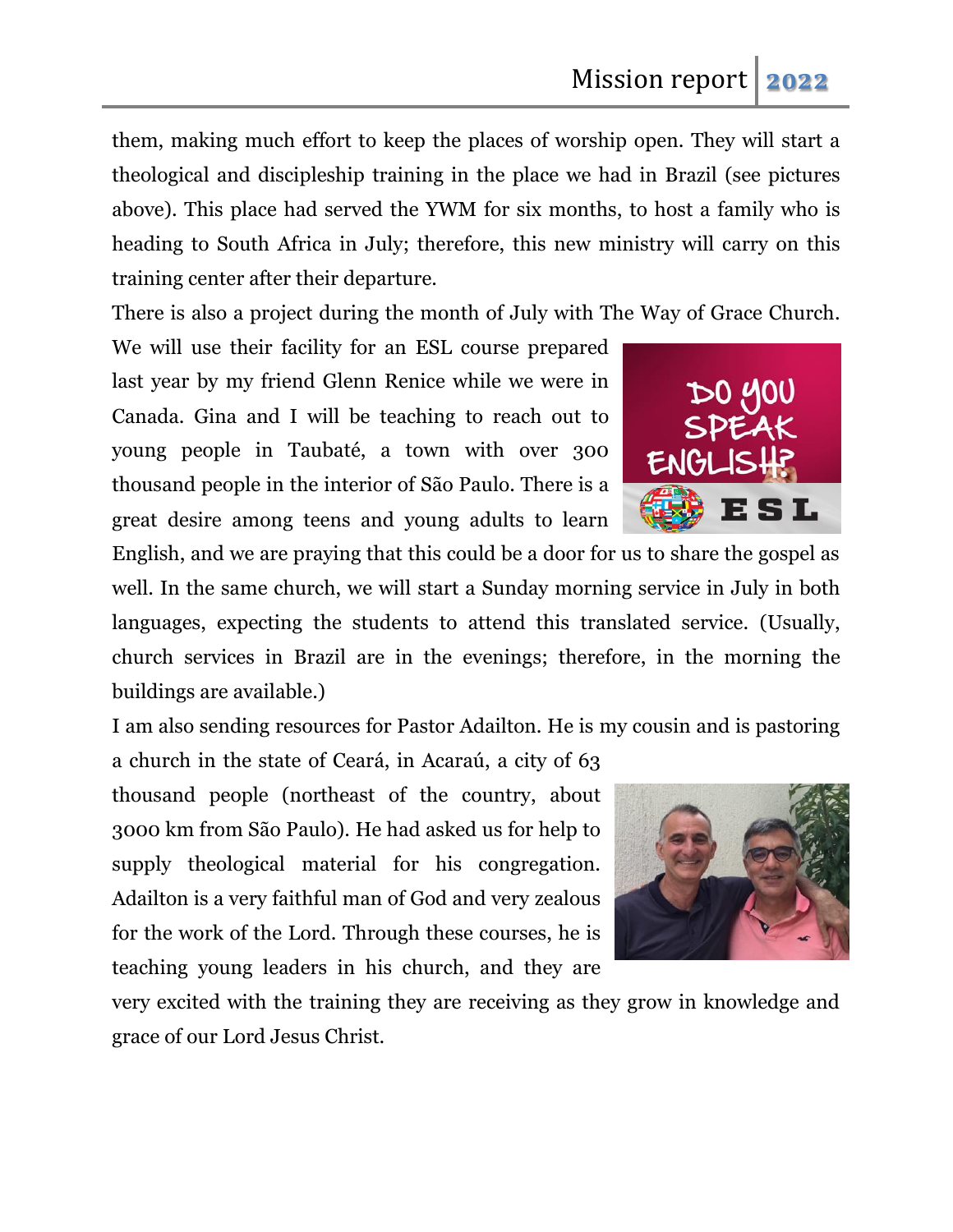them, making much effort to keep the places of worship open. They will start a theological and discipleship training in the place we had in Brazil (see pictures above). This place had served the YWM for six months, to host a family who is heading to South Africa in July; therefore, this new ministry will carry on this training center after their departure.

There is also a project during the month of July with The Way of Grace Church. We will use their facility for an ESL course prepared last year by my friend Glenn Renice while we were in Canada. Gina and I will be teaching to reach out to young people in Taubaté, a town with over 300 thousand people in the interior of São Paulo. There is a great desire among teens and young adults to learn English, and we are praying that this could be a door for us to share the gospel as well. In the same church, we will start a Sunday morning service in July in both languages, expecting the students to attend this translated service. (Usually, church services in Brazil are in the evenings; therefore, in the morning the buildings are available.)

I am also sending resources for Pastor Adailton. He is my cousin and is pastoring a church in the state of Ceará, in Acaraú, a city of 63 thousand people (northeast of the country, about 3000 km from São Paulo). He had asked us for help to supply theological material for his congregation. Adailton is a very faithful man of God and very zealous for the work of the Lord. Through these courses, he is teaching young leaders in his church, and they are very excited with the training they are receiving as they grow in knowledge and grace of our Lord Jesus Christ.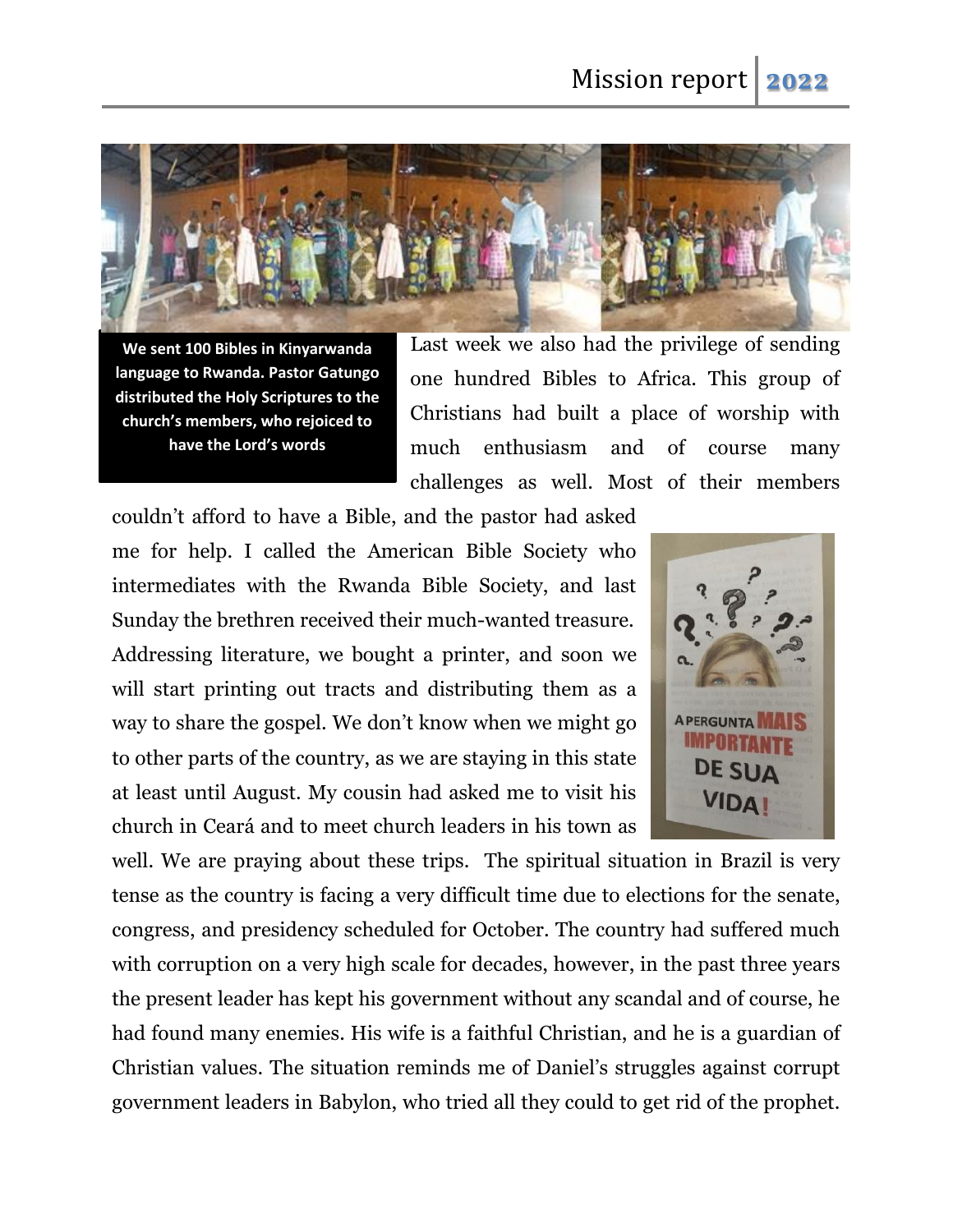We sent 100 Bibles in Kinyarwanda language to Rwanda. Pastor Gatungo distributed the Holy Scriptures to the church's members, who rejoiced to have the Lord's words

Last week we also had the privilege of sending one hundred Bibles to Africa. This group of Christians had built a place of worship with much enthusiasm and of course many challenges as well. Most of their members couldn't afford to have a Bible, and the pastor had asked me for help. I called the American Bible Society who intermediates with the Rwanda Bible Society, and last Sunday the brethren received their much-wanted treasure. Addressing literature, we bought a printer, and soon we will start printing out tracts and distributing them as a way to share the gospel. We don't know when we might go to other parts of the country, as we are staying in this state at least until August. My cousin had asked me to visit his church in Ceará and to meet church leaders in his town as well. We are praying about these trips. The spiritual situation in Brazil is very tense as the country is facing a very difficult time due to elections for the senate, congress, and presidency scheduled for October. The country had suffered much with corruption on a very high scale for decades, however, in the past three years the present leader has kept his government without any scandal and of course, he had found many enemies. His wife is a faithful Christian, and he is a guardian of Christian values. The situation reminds me of Daniel's struggles against corrupt government leaders in Babylon, who tried all they could to get rid of the prophet.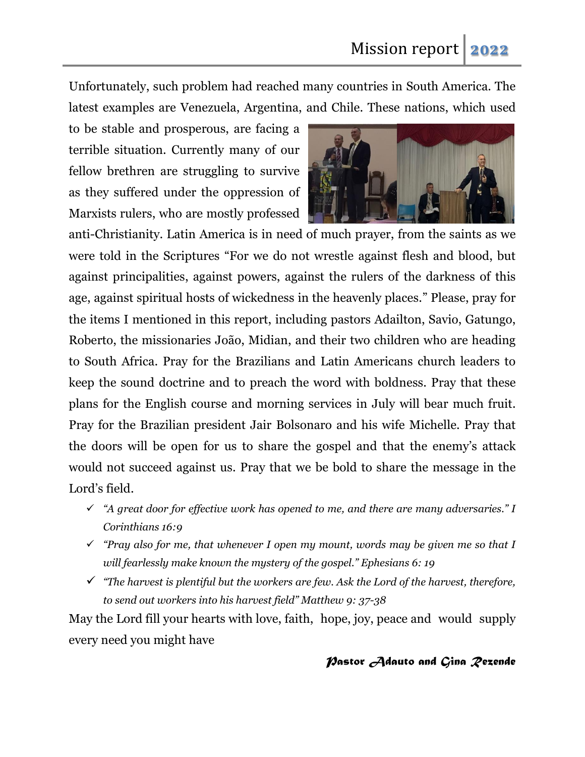Unfortunately, such problem had reached many countries in South America. The latest examples are Venezuela, Argentina, and Chile. These nations, which used to be stable and prosperous, are facing a terrible situation. Currently many of our fellow brethren are struggling to survive as they suffered under the oppression of Marxists rulers, who are mostly professed anti-Christianity. Latin America is in need of much prayer, from the saints as we were told in the Scriptures "For we do not wrestle against flesh and blood, but against principalities, against powers, against the rulers of the darkness of this age, against spiritual hosts of wickedness in the heavenly places." Please, pray for the items I mentioned in this report, including pastors Adailton, Savio, Gatungo, Roberto, the missionaries João, Midian, and their two children who are heading to South Africa. Pray for the Brazilians and Latin Americans church leaders to keep the sound doctrine and to preach the word with boldness. Pray that these plans for the English course and morning services in July will bear much fruit. Pray for the Brazilian president Jair Bolsonaro and his wife Michelle. Pray that the doors will be open for us to share the gospel and that the enemy's attack would not succeed against us. Pray that we be bold to share the message in the Lord's field.

- ✓ *"A great door for effective work has opened to me, and there are many adversaries." I Corinthians 16:9*
- ✓ *"Pray also for me, that whenever I open my mount, words may be given me so that I will fearlessly make known the mystery of the gospel." Ephesians 6: 19*
- ✓ *"The harvest is plentiful but the workers are few. Ask the Lord of the harvest, therefore, to send out workers into his harvest field" Matthew 9: 37-38*

May the Lord fill your hearts with love, faith, hope, joy, peace and would supply every need you might have

***Pastor Adauto and Gina Rezende***